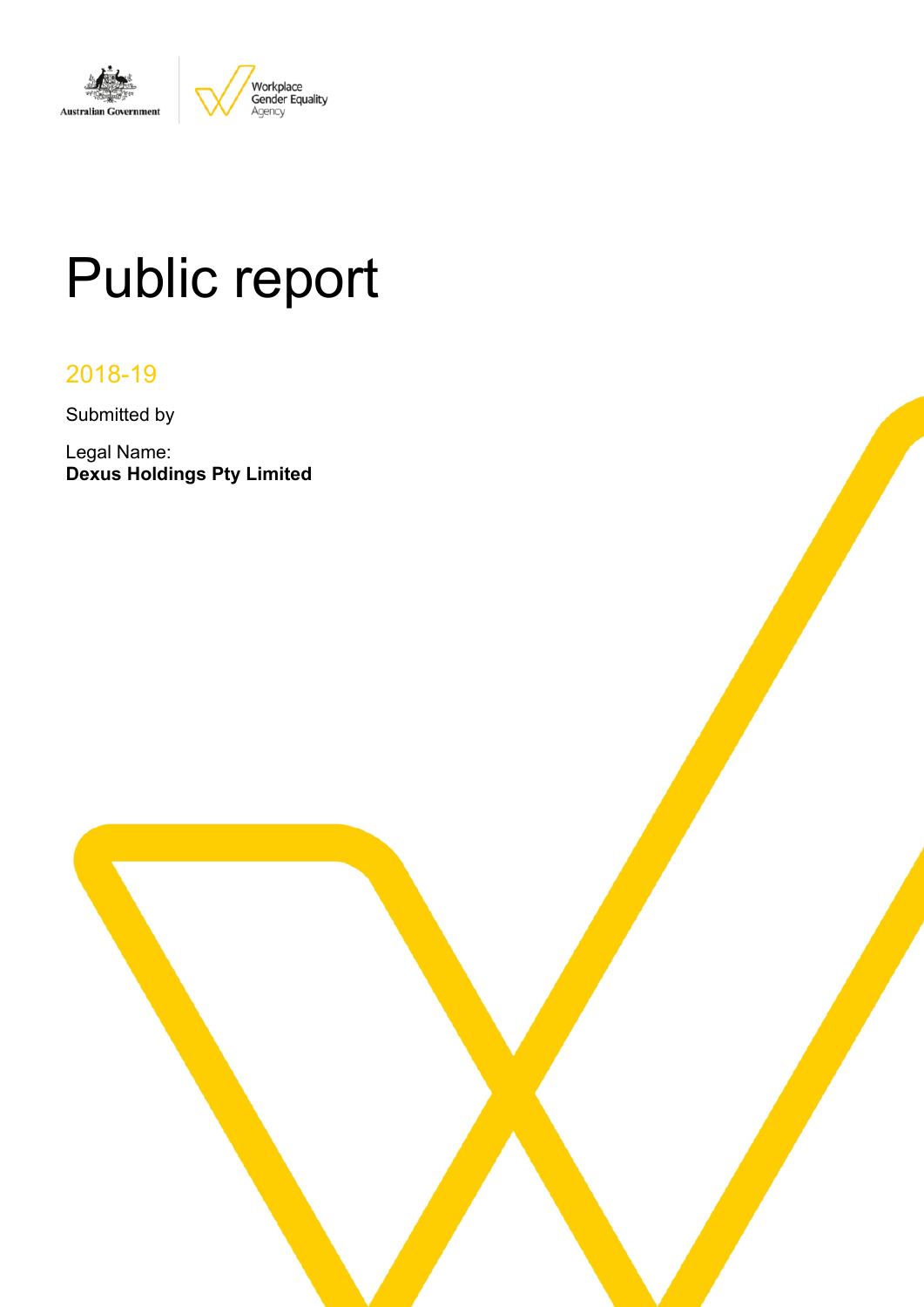Australian Government

Workplace Gender Equality Agency

# Public report

2018-19

Submitted by

Legal Name:
**Dexus Holdings Pty Limited**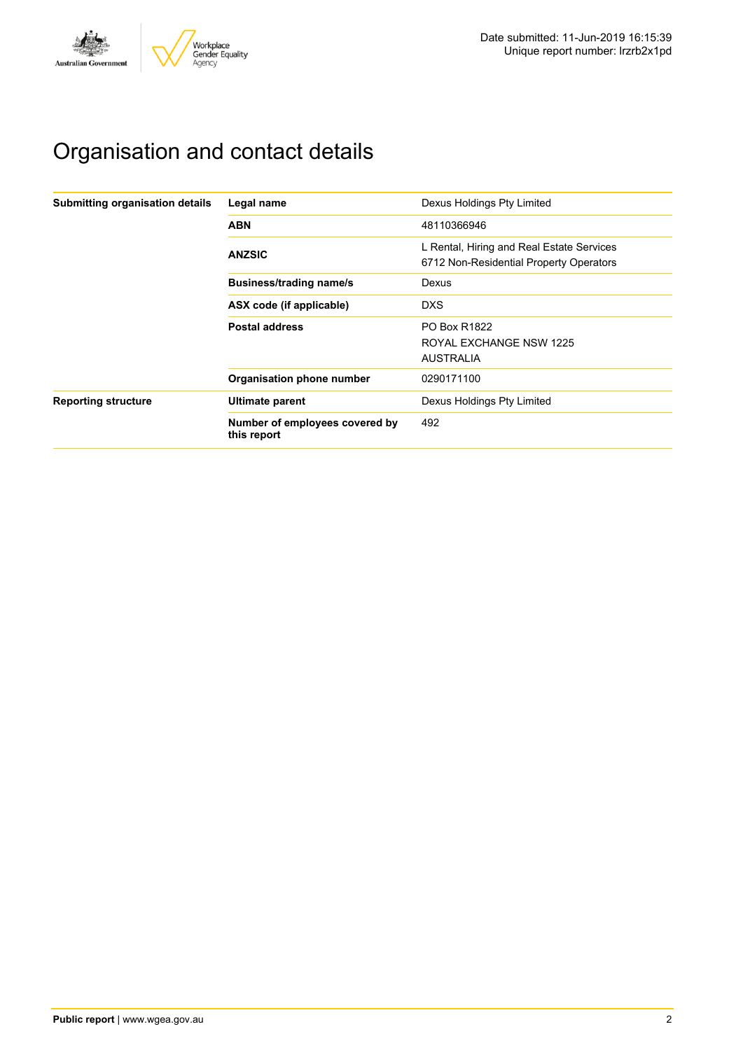Date submitted: 11-Jun-2019 16:15:39
Unique report number: lrzrb2x1pd

# Organisation and contact details

| | | |
|---|---|---|
| **Submitting organisation details** | **Legal name** | Dexus Holdings Pty Limited |
| | **ABN** | 48110366946 |
| | **ANZSIC** | L Rental, Hiring and Real Estate Services<br>6712 Non-Residential Property Operators |
| | **Business/trading name/s** | Dexus |
| | **ASX code (if applicable)** | DXS |
| | **Postal address** | PO Box R1822<br>ROYAL EXCHANGE NSW 1225<br>AUSTRALIA |
| | **Organisation phone number** | 0290171100 |
| **Reporting structure** | **Ultimate parent** | Dexus Holdings Pty Limited |
| | **Number of employees covered by this report** | 492 |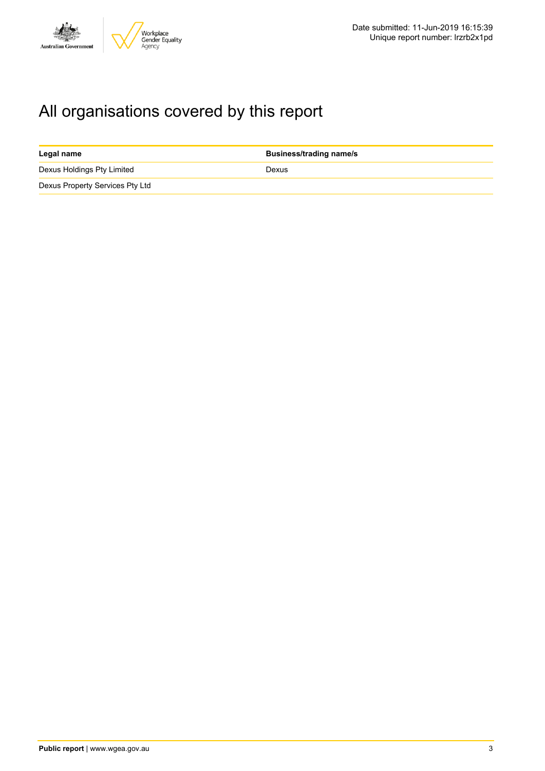# All organisations covered by this report

| Legal name | Business/trading name/s |
| --- | --- |
| Dexus Holdings Pty Limited | Dexus |
| Dexus Property Services Pty Ltd | |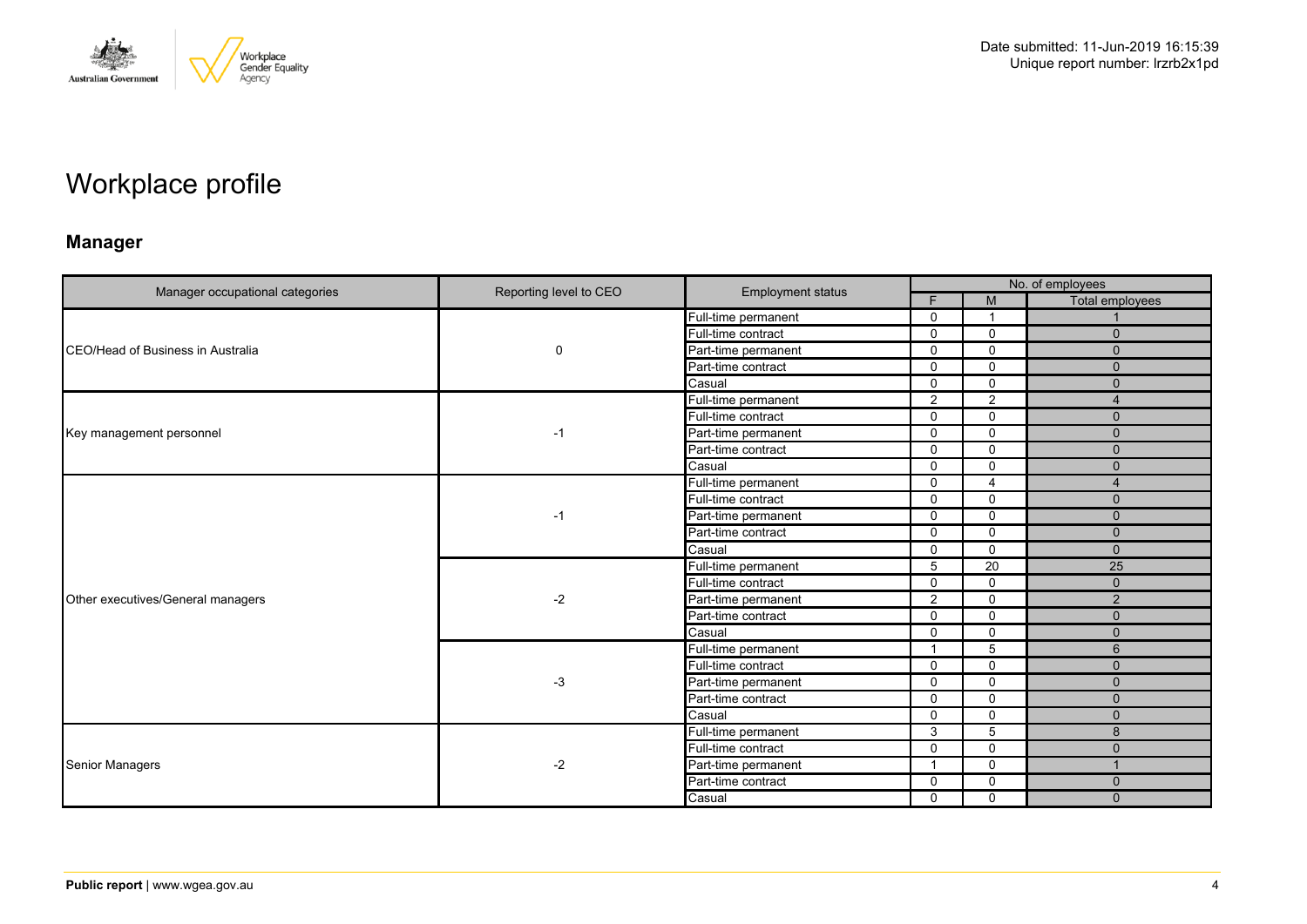Date submitted: 11-Jun-2019 16:15:39
Unique report number: lrzrb2x1pd

# Workplace profile

## Manager

| Manager occupational categories | Reporting level to CEO | Employment status | No. of employees | | |
|---|---|---|---|---|---|
| | | | F | M | Total employees |
| CEO/Head of Business in Australia | 0 | Full-time permanent | 0 | 1 | 1 |
| | | Full-time contract | 0 | 0 | 0 |
| | | Part-time permanent | 0 | 0 | 0 |
| | | Part-time contract | 0 | 0 | 0 |
| | | Casual | 0 | 0 | 0 |
| Key management personnel | -1 | Full-time permanent | 2 | 2 | 4 |
| | | Full-time contract | 0 | 0 | 0 |
| | | Part-time permanent | 0 | 0 | 0 |
| | | Part-time contract | 0 | 0 | 0 |
| | | Casual | 0 | 0 | 0 |
| Other executives/General managers | -1 | Full-time permanent | 0 | 4 | 4 |
| | | Full-time contract | 0 | 0 | 0 |
| | | Part-time permanent | 0 | 0 | 0 |
| | | Part-time contract | 0 | 0 | 0 |
| | | Casual | 0 | 0 | 0 |
| | -2 | Full-time permanent | 5 | 20 | 25 |
| | | Full-time contract | 0 | 0 | 0 |
| | | Part-time permanent | 2 | 0 | 2 |
| | | Part-time contract | 0 | 0 | 0 |
| | | Casual | 0 | 0 | 0 |
| | -3 | Full-time permanent | 1 | 5 | 6 |
| | | Full-time contract | 0 | 0 | 0 |
| | | Part-time permanent | 0 | 0 | 0 |
| | | Part-time contract | 0 | 0 | 0 |
| | | Casual | 0 | 0 | 0 |
| Senior Managers | -2 | Full-time permanent | 3 | 5 | 8 |
| | | Full-time contract | 0 | 0 | 0 |
| | | Part-time permanent | 1 | 0 | 1 |
| | | Part-time contract | 0 | 0 | 0 |
| | | Casual | 0 | 0 | 0 |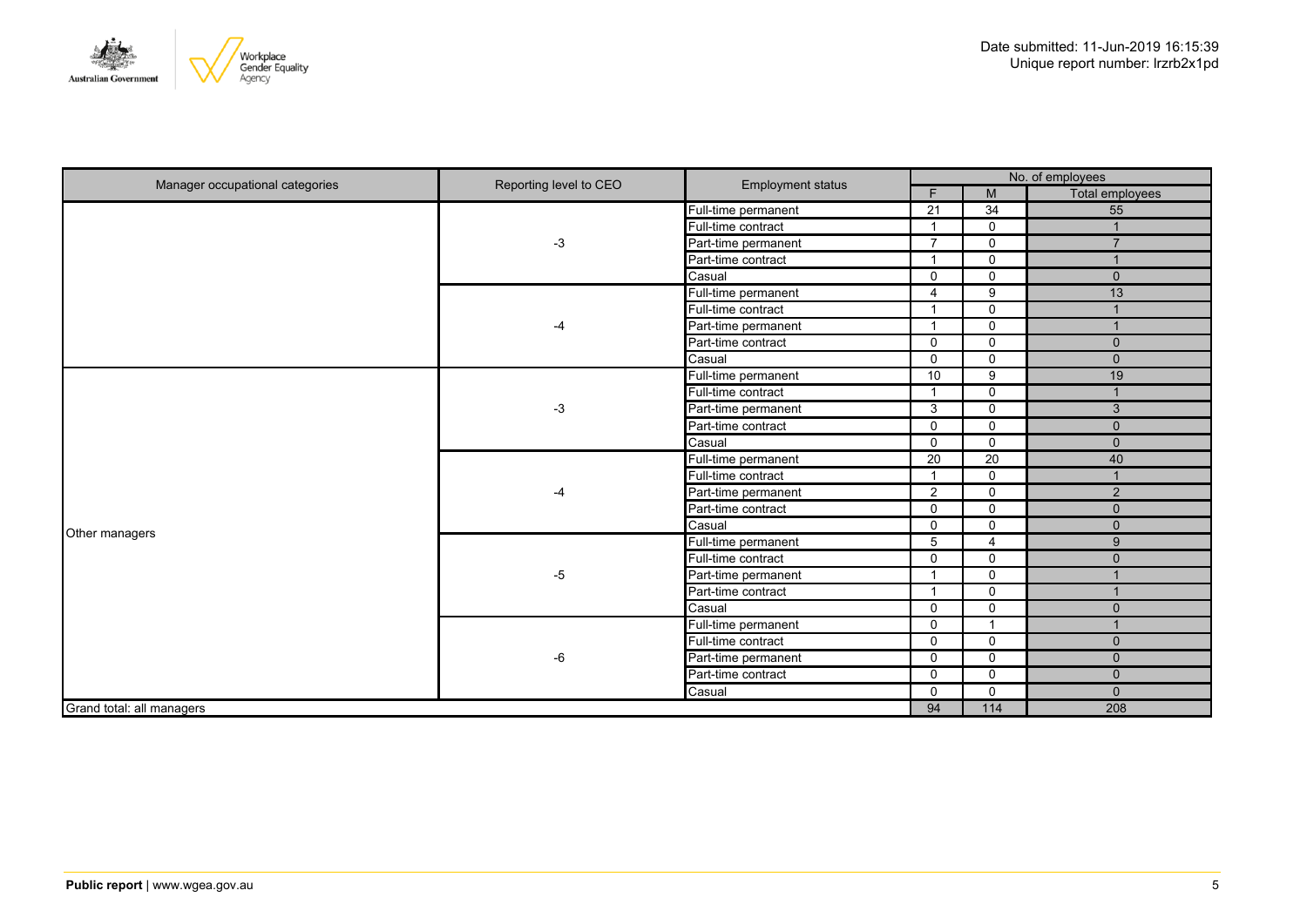Date submitted: 11-Jun-2019 16:15:39
Unique report number: lrzrb2x1pd

| Manager occupational categories | Reporting level to CEO | Employment status | No. of employees | | |
|---|---|---|---|---|---|
| | | | F | M | Total employees |
| | -3 | Full-time permanent | 21 | 34 | 55 |
| | | Full-time contract | 1 | 0 | 1 |
| | | Part-time permanent | 7 | 0 | 7 |
| | | Part-time contract | 1 | 0 | 1 |
| | | Casual | 0 | 0 | 0 |
| | -4 | Full-time permanent | 4 | 9 | 13 |
| | | Full-time contract | 1 | 0 | 1 |
| | | Part-time permanent | 1 | 0 | 1 |
| | | Part-time contract | 0 | 0 | 0 |
| | | Casual | 0 | 0 | 0 |
| Other managers | -3 | Full-time permanent | 10 | 9 | 19 |
| | | Full-time contract | 1 | 0 | 1 |
| | | Part-time permanent | 3 | 0 | 3 |
| | | Part-time contract | 0 | 0 | 0 |
| | | Casual | 0 | 0 | 0 |
| | -4 | Full-time permanent | 20 | 20 | 40 |
| | | Full-time contract | 1 | 0 | 1 |
| | | Part-time permanent | 2 | 0 | 2 |
| | | Part-time contract | 0 | 0 | 0 |
| | | Casual | 0 | 0 | 0 |
| | -5 | Full-time permanent | 5 | 4 | 9 |
| | | Full-time contract | 0 | 0 | 0 |
| | | Part-time permanent | 1 | 0 | 1 |
| | | Part-time contract | 1 | 0 | 1 |
| | | Casual | 0 | 0 | 0 |
| | -6 | Full-time permanent | 0 | 1 | 1 |
| | | Full-time contract | 0 | 0 | 0 |
| | | Part-time permanent | 0 | 0 | 0 |
| | | Part-time contract | 0 | 0 | 0 |
| | | Casual | 0 | 0 | 0 |
| Grand total: all managers | | | 94 | 114 | 208 |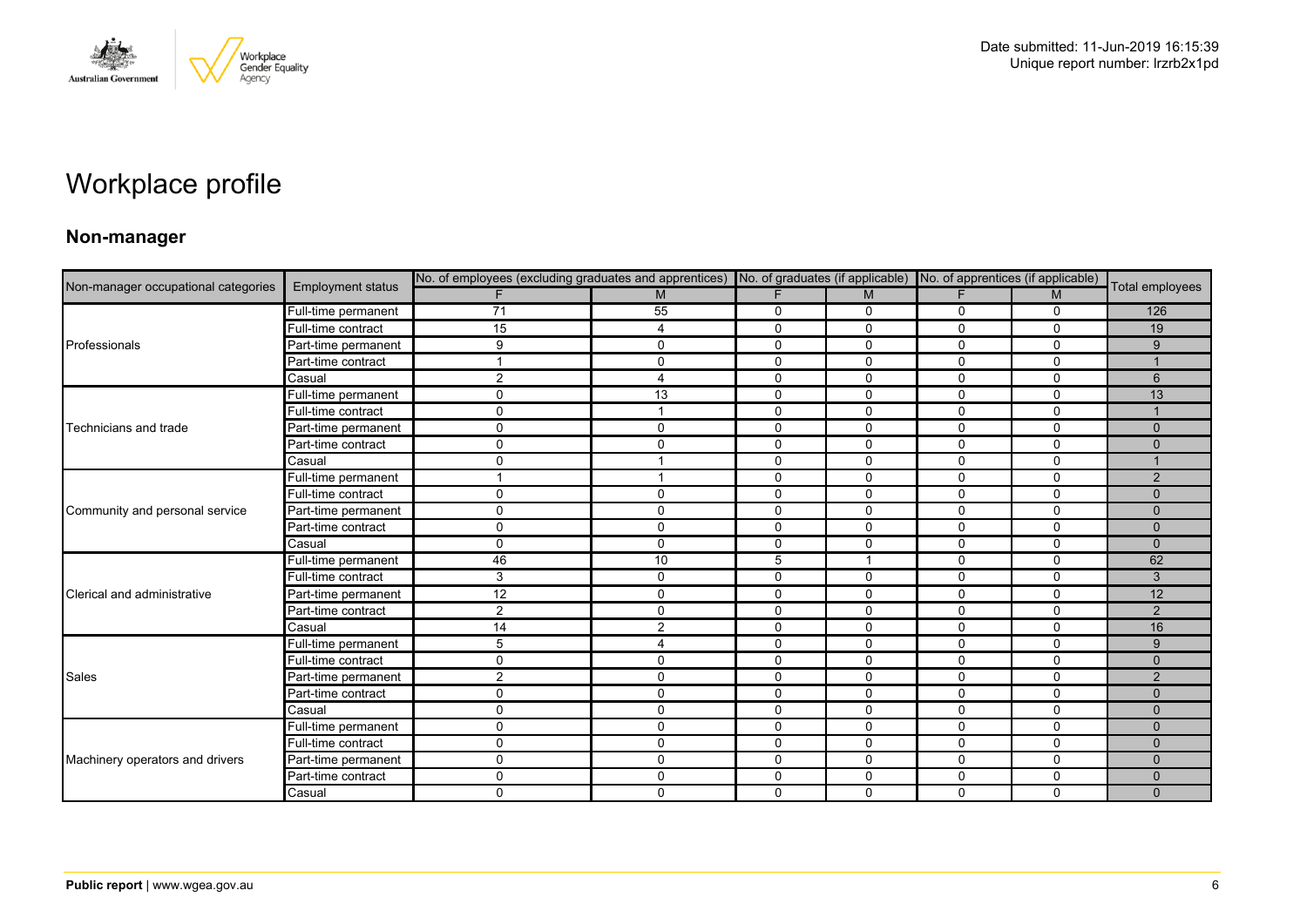# Workplace profile

## Non-manager

| Non-manager occupational categories | Employment status | No. of employees (excluding graduates and apprentices) | | No. of graduates (if applicable) | | No. of apprentices (if applicable) | | Total employees |
|---|---|---|---|---|---|---|---|---|
| | | F | M | F | M | F | M | |
| Professionals | Full-time permanent | 71 | 55 | 0 | 0 | 0 | 0 | 126 |
| | Full-time contract | 15 | 4 | 0 | 0 | 0 | 0 | 19 |
| | Part-time permanent | 9 | 0 | 0 | 0 | 0 | 0 | 9 |
| | Part-time contract | 1 | 0 | 0 | 0 | 0 | 0 | 1 |
| | Casual | 2 | 4 | 0 | 0 | 0 | 0 | 6 |
| Technicians and trade | Full-time permanent | 0 | 13 | 0 | 0 | 0 | 0 | 13 |
| | Full-time contract | 0 | 1 | 0 | 0 | 0 | 0 | 1 |
| | Part-time permanent | 0 | 0 | 0 | 0 | 0 | 0 | 0 |
| | Part-time contract | 0 | 0 | 0 | 0 | 0 | 0 | 0 |
| | Casual | 0 | 1 | 0 | 0 | 0 | 0 | 1 |
| Community and personal service | Full-time permanent | 1 | 1 | 0 | 0 | 0 | 0 | 2 |
| | Full-time contract | 0 | 0 | 0 | 0 | 0 | 0 | 0 |
| | Part-time permanent | 0 | 0 | 0 | 0 | 0 | 0 | 0 |
| | Part-time contract | 0 | 0 | 0 | 0 | 0 | 0 | 0 |
| | Casual | 0 | 0 | 0 | 0 | 0 | 0 | 0 |
| Clerical and administrative | Full-time permanent | 46 | 10 | 5 | 1 | 0 | 0 | 62 |
| | Full-time contract | 3 | 0 | 0 | 0 | 0 | 0 | 3 |
| | Part-time permanent | 12 | 0 | 0 | 0 | 0 | 0 | 12 |
| | Part-time contract | 2 | 0 | 0 | 0 | 0 | 0 | 2 |
| | Casual | 14 | 2 | 0 | 0 | 0 | 0 | 16 |
| Sales | Full-time permanent | 5 | 4 | 0 | 0 | 0 | 0 | 9 |
| | Full-time contract | 0 | 0 | 0 | 0 | 0 | 0 | 0 |
| | Part-time permanent | 2 | 0 | 0 | 0 | 0 | 0 | 2 |
| | Part-time contract | 0 | 0 | 0 | 0 | 0 | 0 | 0 |
| | Casual | 0 | 0 | 0 | 0 | 0 | 0 | 0 |
| Machinery operators and drivers | Full-time permanent | 0 | 0 | 0 | 0 | 0 | 0 | 0 |
| | Full-time contract | 0 | 0 | 0 | 0 | 0 | 0 | 0 |
| | Part-time permanent | 0 | 0 | 0 | 0 | 0 | 0 | 0 |
| | Part-time contract | 0 | 0 | 0 | 0 | 0 | 0 | 0 |
| | Casual | 0 | 0 | 0 | 0 | 0 | 0 | 0 |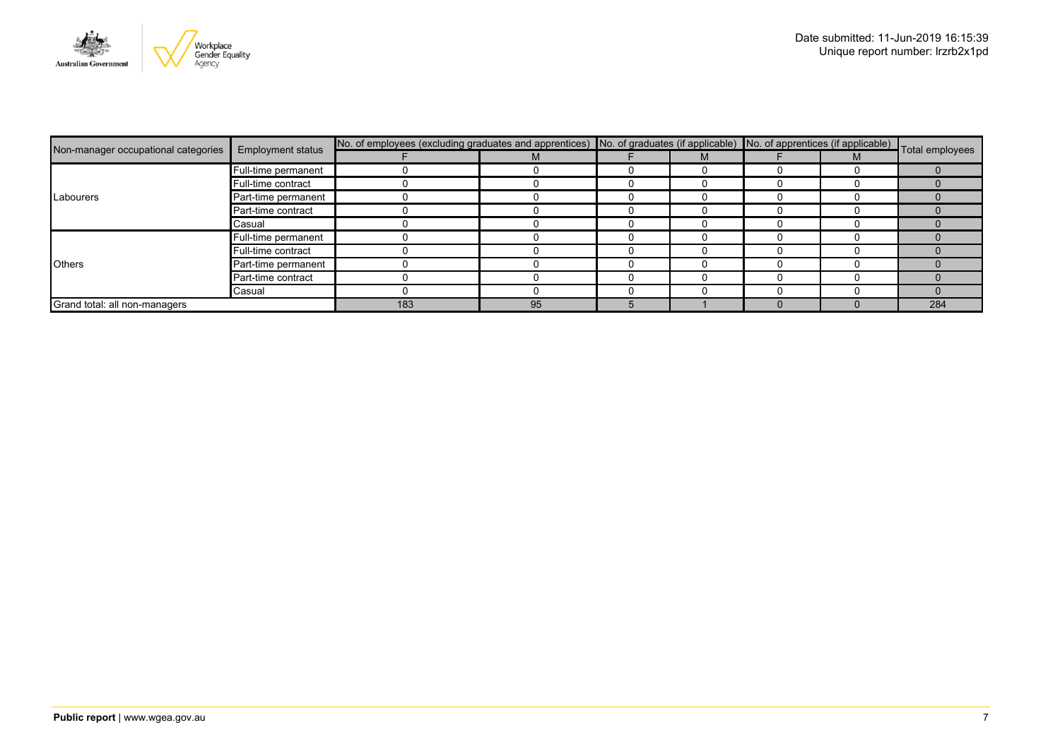Date submitted: 11-Jun-2019 16:15:39
Unique report number: lrzrb2x1pd

| Non-manager occupational categories | Employment status | No. of employees (excluding graduates and apprentices) | | No. of graduates (if applicable) | | No. of apprentices (if applicable) | | Total employees |
|---|---|---|---|---|---|---|---|---|
| | | F | M | F | M | F | M | |
| Labourers | Full-time permanent | 0 | 0 | 0 | 0 | 0 | 0 | 0 |
| | Full-time contract | 0 | 0 | 0 | 0 | 0 | 0 | 0 |
| | Part-time permanent | 0 | 0 | 0 | 0 | 0 | 0 | 0 |
| | Part-time contract | 0 | 0 | 0 | 0 | 0 | 0 | 0 |
| | Casual | 0 | 0 | 0 | 0 | 0 | 0 | 0 |
| Others | Full-time permanent | 0 | 0 | 0 | 0 | 0 | 0 | 0 |
| | Full-time contract | 0 | 0 | 0 | 0 | 0 | 0 | 0 |
| | Part-time permanent | 0 | 0 | 0 | 0 | 0 | 0 | 0 |
| | Part-time contract | 0 | 0 | 0 | 0 | 0 | 0 | 0 |
| | Casual | 0 | 0 | 0 | 0 | 0 | 0 | 0 |
| Grand total: all non-managers | | 183 | 95 | 5 | 1 | 0 | 0 | 284 |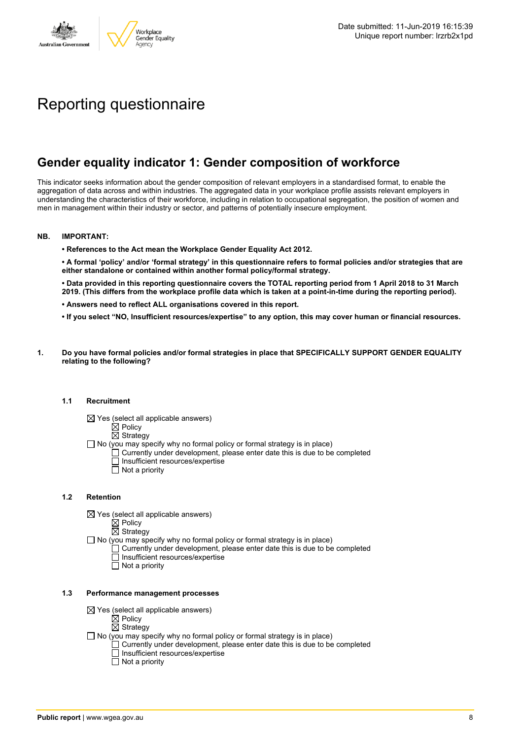Date submitted: 11-Jun-2019 16:15:39
Unique report number: lrzrb2x1pd

# Reporting questionnaire

## Gender equality indicator 1: Gender composition of workforce

This indicator seeks information about the gender composition of relevant employers in a standardised format, to enable the aggregation of data across and within industries. The aggregated data in your workplace profile assists relevant employers in understanding the characteristics of their workforce, including in relation to occupational segregation, the position of women and men in management within their industry or sector, and patterns of potentially insecure employment.

**NB. IMPORTANT:**

- **References to the Act mean the Workplace Gender Equality Act 2012.**
- **A formal 'policy' and/or 'formal strategy' in this questionnaire refers to formal policies and/or strategies that are either standalone or contained within another formal policy/formal strategy.**
- **Data provided in this reporting questionnaire covers the TOTAL reporting period from 1 April 2018 to 31 March 2019. (This differs from the workplace profile data which is taken at a point-in-time during the reporting period).**
- **Answers need to reflect ALL organisations covered in this report.**
- **If you select "NO, Insufficient resources/expertise" to any option, this may cover human or financial resources.**

**1. Do you have formal policies and/or formal strategies in place that SPECIFICALLY SUPPORT GENDER EQUALITY relating to the following?**

**1.1 Recruitment**

☒ Yes (select all applicable answers)
- ☒ Policy
- ☒ Strategy

☐ No (you may specify why no formal policy or formal strategy is in place)
- ☐ Currently under development, please enter date this is due to be completed
- ☐ Insufficient resources/expertise
- ☐ Not a priority

**1.2 Retention**

☒ Yes (select all applicable answers)
- ☒ Policy
- ☒ Strategy

☐ No (you may specify why no formal policy or formal strategy is in place)
- ☐ Currently under development, please enter date this is due to be completed
- ☐ Insufficient resources/expertise
- ☐ Not a priority

**1.3 Performance management processes**

☒ Yes (select all applicable answers)
- ☒ Policy
- ☒ Strategy

☐ No (you may specify why no formal policy or formal strategy is in place)
- ☐ Currently under development, please enter date this is due to be completed
- ☐ Insufficient resources/expertise
- ☐ Not a priority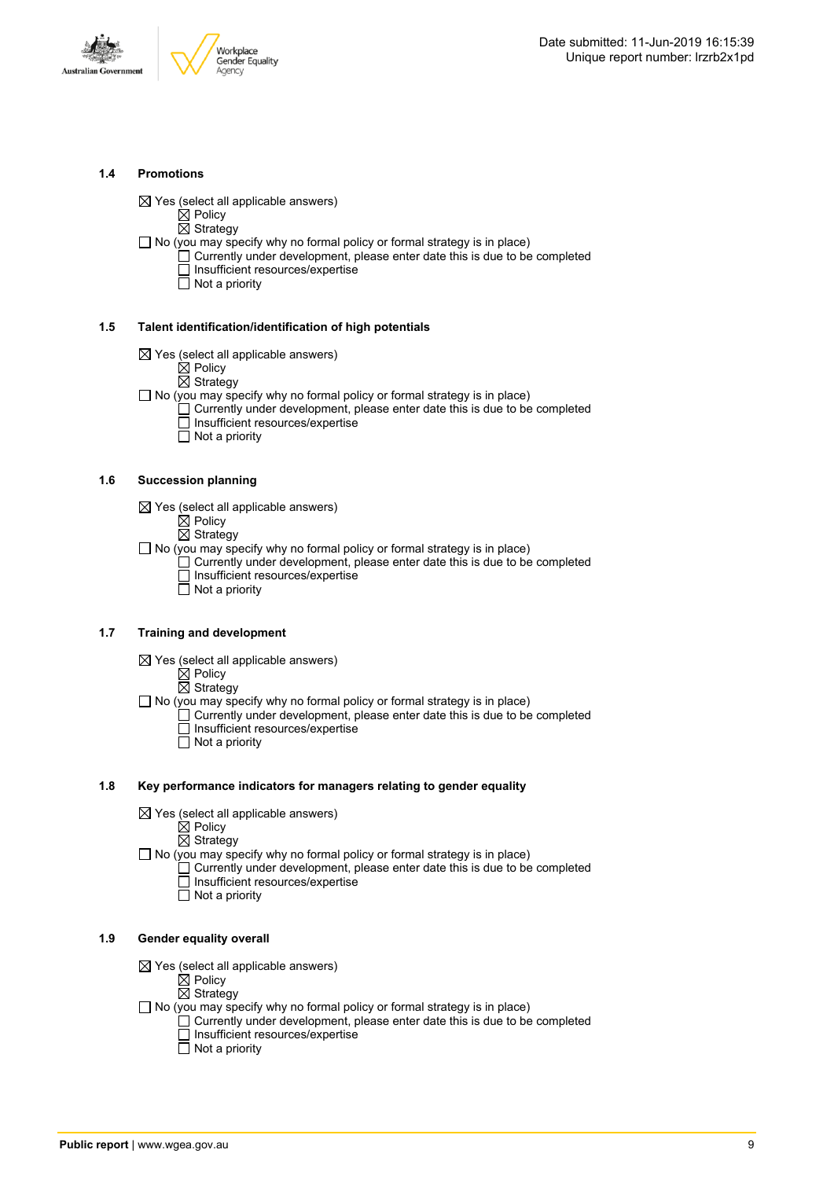### 1.4 Promotions

- ☒ Yes (select all applicable answers)
  - ☒ Policy
  - ☒ Strategy
- ☐ No (you may specify why no formal policy or formal strategy is in place)
  - ☐ Currently under development, please enter date this is due to be completed
  - ☐ Insufficient resources/expertise
  - ☐ Not a priority

### 1.5 Talent identification/identification of high potentials

- ☒ Yes (select all applicable answers)
  - ☒ Policy
  - ☒ Strategy
- ☐ No (you may specify why no formal policy or formal strategy is in place)
  - ☐ Currently under development, please enter date this is due to be completed
  - ☐ Insufficient resources/expertise
  - ☐ Not a priority

### 1.6 Succession planning

- ☒ Yes (select all applicable answers)
  - ☒ Policy
  - ☒ Strategy
- ☐ No (you may specify why no formal policy or formal strategy is in place)
  - ☐ Currently under development, please enter date this is due to be completed
  - ☐ Insufficient resources/expertise
  - ☐ Not a priority

### 1.7 Training and development

- ☒ Yes (select all applicable answers)
  - ☒ Policy
  - ☒ Strategy
- ☐ No (you may specify why no formal policy or formal strategy is in place)
  - ☐ Currently under development, please enter date this is due to be completed
  - ☐ Insufficient resources/expertise
  - ☐ Not a priority

### 1.8 Key performance indicators for managers relating to gender equality

- ☒ Yes (select all applicable answers)
  - ☒ Policy
  - ☒ Strategy
- ☐ No (you may specify why no formal policy or formal strategy is in place)
  - ☐ Currently under development, please enter date this is due to be completed
  - ☐ Insufficient resources/expertise
  - ☐ Not a priority

### 1.9 Gender equality overall

- ☒ Yes (select all applicable answers)
  - ☒ Policy
  - ☒ Strategy
- ☐ No (you may specify why no formal policy or formal strategy is in place)
  - ☐ Currently under development, please enter date this is due to be completed
  - ☐ Insufficient resources/expertise
  - ☐ Not a priority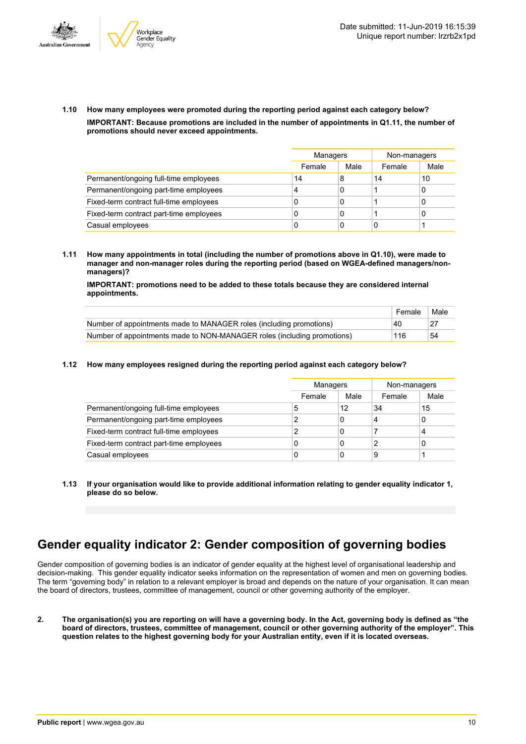**1.10 How many employees were promoted during the reporting period against each category below?**

**IMPORTANT: Because promotions are included in the number of appointments in Q1.11, the number of promotions should never exceed appointments.**

| | Managers | | Non-managers | |
|---|---|---|---|---|
| | Female | Male | Female | Male |
| Permanent/ongoing full-time employees | 14 | 8 | 14 | 10 |
| Permanent/ongoing part-time employees | 4 | 0 | 1 | 0 |
| Fixed-term contract full-time employees | 0 | 0 | 1 | 0 |
| Fixed-term contract part-time employees | 0 | 0 | 1 | 0 |
| Casual employees | 0 | 0 | 0 | 1 |

**1.11 How many appointments in total (including the number of promotions above in Q1.10), were made to manager and non-manager roles during the reporting period (based on WGEA-defined managers/non-managers)?**

**IMPORTANT: promotions need to be added to these totals because they are considered internal appointments.**

| | Female | Male |
|---|---|---|
| Number of appointments made to MANAGER roles (including promotions) | 40 | 27 |
| Number of appointments made to NON-MANAGER roles (including promotions) | 116 | 54 |

**1.12 How many employees resigned during the reporting period against each category below?**

| | Managers | | Non-managers | |
|---|---|---|---|---|
| | Female | Male | Female | Male |
| Permanent/ongoing full-time employees | 5 | 12 | 34 | 15 |
| Permanent/ongoing part-time employees | 2 | 0 | 4 | 0 |
| Fixed-term contract full-time employees | 2 | 0 | 7 | 4 |
| Fixed-term contract part-time employees | 0 | 0 | 2 | 0 |
| Casual employees | 0 | 0 | 9 | 1 |

**1.13 If your organisation would like to provide additional information relating to gender equality indicator 1, please do so below.**

# Gender equality indicator 2: Gender composition of governing bodies

Gender composition of governing bodies is an indicator of gender equality at the highest level of organisational leadership and decision-making. This gender equality indicator seeks information on the representation of women and men on governing bodies. The term "governing body" in relation to a relevant employer is broad and depends on the nature of your organisation. It can mean the board of directors, trustees, committee of management, council or other governing authority of the employer.

**2. The organisation(s) you are reporting on will have a governing body. In the Act, governing body is defined as "the board of directors, trustees, committee of management, council or other governing authority of the employer". This question relates to the highest governing body for your Australian entity, even if it is located overseas.**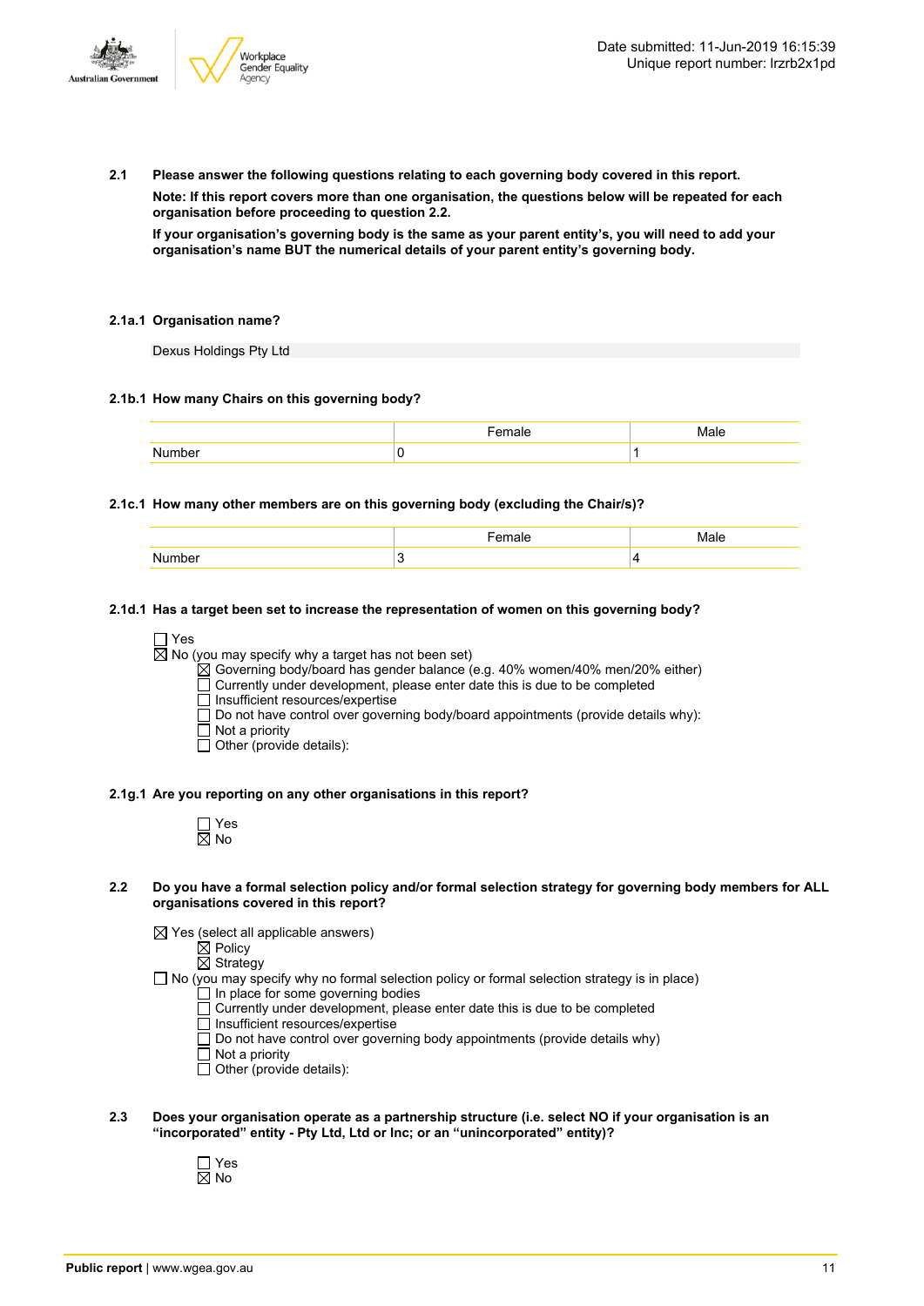**2.1 Please answer the following questions relating to each governing body covered in this report.**

**Note: If this report covers more than one organisation, the questions below will be repeated for each organisation before proceeding to question 2.2.**

**If your organisation's governing body is the same as your parent entity's, you will need to add your organisation's name BUT the numerical details of your parent entity's governing body.**

**2.1a.1 Organisation name?**

Dexus Holdings Pty Ltd

**2.1b.1 How many Chairs on this governing body?**

| | Female | Male |
|---|---|---|
| Number | 0 | 1 |

**2.1c.1 How many other members are on this governing body (excluding the Chair/s)?**

| | Female | Male |
|---|---|---|
| Number | 3 | 4 |

**2.1d.1 Has a target been set to increase the representation of women on this governing body?**

- ☐ Yes
- ☒ No (you may specify why a target has not been set)
  - ☒ Governing body/board has gender balance (e.g. 40% women/40% men/20% either)
  - ☐ Currently under development, please enter date this is due to be completed
  - ☐ Insufficient resources/expertise
  - ☐ Do not have control over governing body/board appointments (provide details why):
  - ☐ Not a priority
  - ☐ Other (provide details):

**2.1g.1 Are you reporting on any other organisations in this report?**

- ☐ Yes
- ☒ No

**2.2 Do you have a formal selection policy and/or formal selection strategy for governing body members for ALL organisations covered in this report?**

- ☒ Yes (select all applicable answers)
  - ☒ Policy
  - ☒ Strategy
- ☐ No (you may specify why no formal selection policy or formal selection strategy is in place)
  - ☐ In place for some governing bodies
  - ☐ Currently under development, please enter date this is due to be completed
  - ☐ Insufficient resources/expertise
  - ☐ Do not have control over governing body appointments (provide details why)
  - ☐ Not a priority
  - ☐ Other (provide details):

**2.3 Does your organisation operate as a partnership structure (i.e. select NO if your organisation is an "incorporated" entity - Pty Ltd, Ltd or Inc; or an "unincorporated" entity)?**

- ☐ Yes
- ☒ No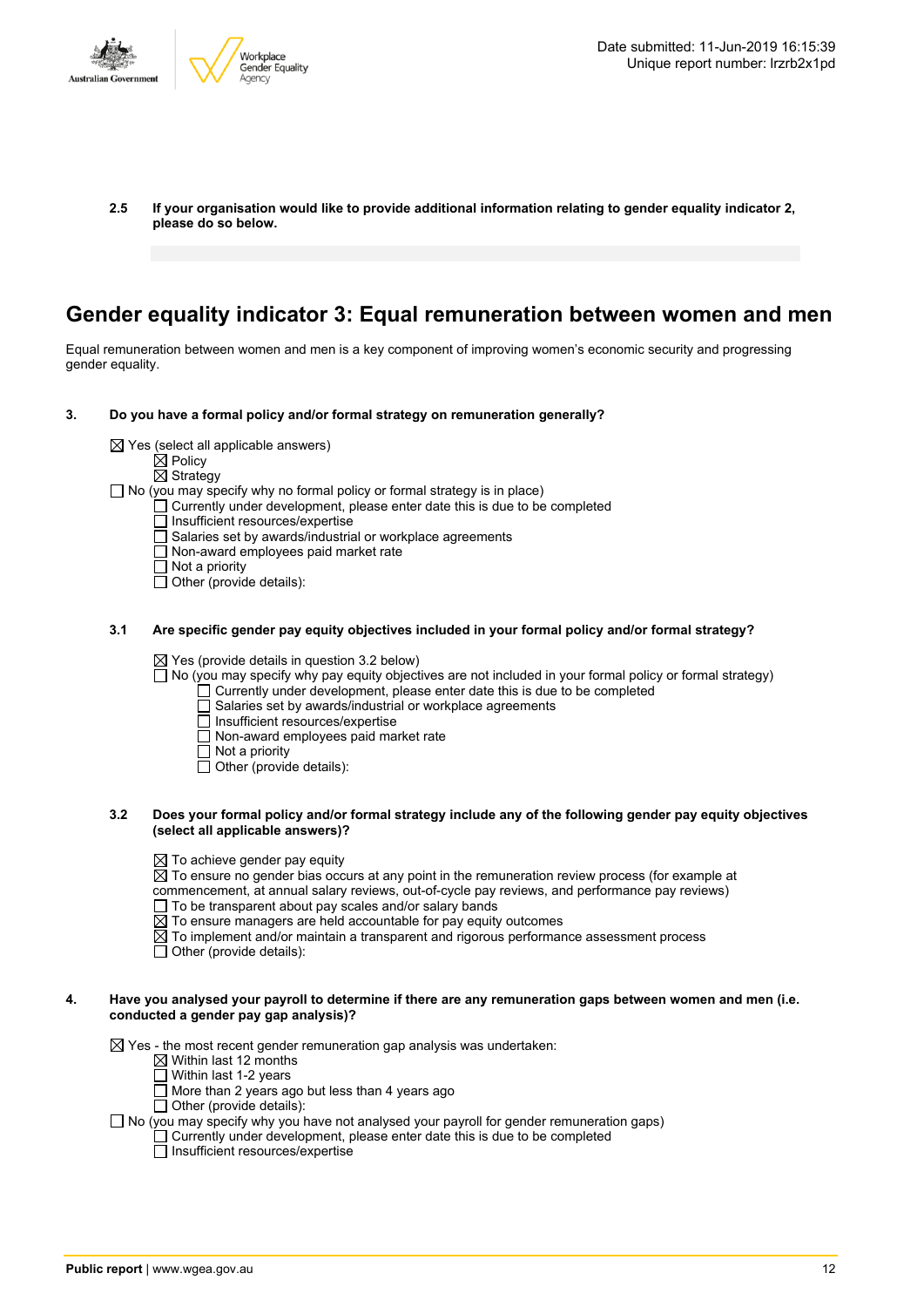**2.5 If your organisation would like to provide additional information relating to gender equality indicator 2, please do so below.**

# Gender equality indicator 3: Equal remuneration between women and men

Equal remuneration between women and men is a key component of improving women's economic security and progressing gender equality.

**3. Do you have a formal policy and/or formal strategy on remuneration generally?**

☒ Yes (select all applicable answers)
- ☒ Policy
- ☒ Strategy

☐ No (you may specify why no formal policy or formal strategy is in place)
- ☐ Currently under development, please enter date this is due to be completed
- ☐ Insufficient resources/expertise
- ☐ Salaries set by awards/industrial or workplace agreements
- ☐ Non-award employees paid market rate
- ☐ Not a priority
- ☐ Other (provide details):

**3.1 Are specific gender pay equity objectives included in your formal policy and/or formal strategy?**

☒ Yes (provide details in question 3.2 below)

☐ No (you may specify why pay equity objectives are not included in your formal policy or formal strategy)
- ☐ Currently under development, please enter date this is due to be completed
- ☐ Salaries set by awards/industrial or workplace agreements
- ☐ Insufficient resources/expertise
- ☐ Non-award employees paid market rate
- ☐ Not a priority
- ☐ Other (provide details):

**3.2 Does your formal policy and/or formal strategy include any of the following gender pay equity objectives (select all applicable answers)?**

☒ To achieve gender pay equity

☒ To ensure no gender bias occurs at any point in the remuneration review process (for example at commencement, at annual salary reviews, out-of-cycle pay reviews, and performance pay reviews)

☐ To be transparent about pay scales and/or salary bands

☒ To ensure managers are held accountable for pay equity outcomes

☒ To implement and/or maintain a transparent and rigorous performance assessment process

☐ Other (provide details):

**4. Have you analysed your payroll to determine if there are any remuneration gaps between women and men (i.e. conducted a gender pay gap analysis)?**

☒ Yes - the most recent gender remuneration gap analysis was undertaken:
- ☒ Within last 12 months
- ☐ Within last 1-2 years
- ☐ More than 2 years ago but less than 4 years ago
- ☐ Other (provide details):

☐ No (you may specify why you have not analysed your payroll for gender remuneration gaps)
- ☐ Currently under development, please enter date this is due to be completed
- ☐ Insufficient resources/expertise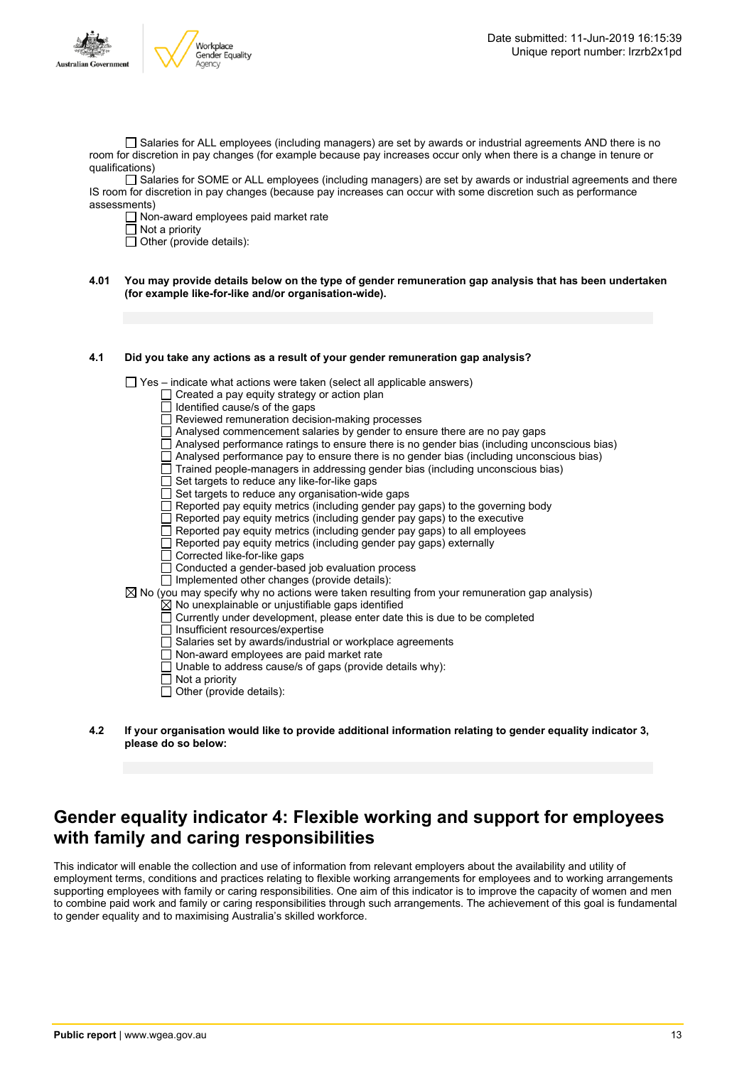☐ Salaries for ALL employees (including managers) are set by awards or industrial agreements AND there is no room for discretion in pay changes (for example because pay increases occur only when there is a change in tenure or qualifications)

☐ Salaries for SOME or ALL employees (including managers) are set by awards or industrial agreements and there IS room for discretion in pay changes (because pay increases can occur with some discretion such as performance assessments)

☐ Non-award employees paid market rate

☐ Not a priority

☐ Other (provide details):

**4.01 You may provide details below on the type of gender remuneration gap analysis that has been undertaken (for example like-for-like and/or organisation-wide).**

**4.1 Did you take any actions as a result of your gender remuneration gap analysis?**

- ☐ Yes – indicate what actions were taken (select all applicable answers)
  - ☐ Created a pay equity strategy or action plan
  - ☐ Identified cause/s of the gaps
  - ☐ Reviewed remuneration decision-making processes
  - ☐ Analysed commencement salaries by gender to ensure there are no pay gaps
  - ☐ Analysed performance ratings to ensure there is no gender bias (including unconscious bias)
  - ☐ Analysed performance pay to ensure there is no gender bias (including unconscious bias)
  - ☐ Trained people-managers in addressing gender bias (including unconscious bias)
  - ☐ Set targets to reduce any like-for-like gaps
  - ☐ Set targets to reduce any organisation-wide gaps
  - ☐ Reported pay equity metrics (including gender pay gaps) to the governing body
  - ☐ Reported pay equity metrics (including gender pay gaps) to the executive
  - ☐ Reported pay equity metrics (including gender pay gaps) to all employees
  - ☐ Reported pay equity metrics (including gender pay gaps) externally
  - ☐ Corrected like-for-like gaps
  - ☐ Conducted a gender-based job evaluation process
  - ☐ Implemented other changes (provide details):
- ☒ No (you may specify why no actions were taken resulting from your remuneration gap analysis)
  - ☒ No unexplainable or unjustifiable gaps identified
  - ☐ Currently under development, please enter date this is due to be completed
  - ☐ Insufficient resources/expertise
  - ☐ Salaries set by awards/industrial or workplace agreements
  - ☐ Non-award employees are paid market rate
  - ☐ Unable to address cause/s of gaps (provide details why):
  - ☐ Not a priority
  - ☐ Other (provide details):

**4.2 If your organisation would like to provide additional information relating to gender equality indicator 3, please do so below:**

## Gender equality indicator 4: Flexible working and support for employees with family and caring responsibilities

This indicator will enable the collection and use of information from relevant employers about the availability and utility of employment terms, conditions and practices relating to flexible working arrangements for employees and to working arrangements supporting employees with family or caring responsibilities. One aim of this indicator is to improve the capacity of women and men to combine paid work and family or caring responsibilities through such arrangements. The achievement of this goal is fundamental to gender equality and to maximising Australia's skilled workforce.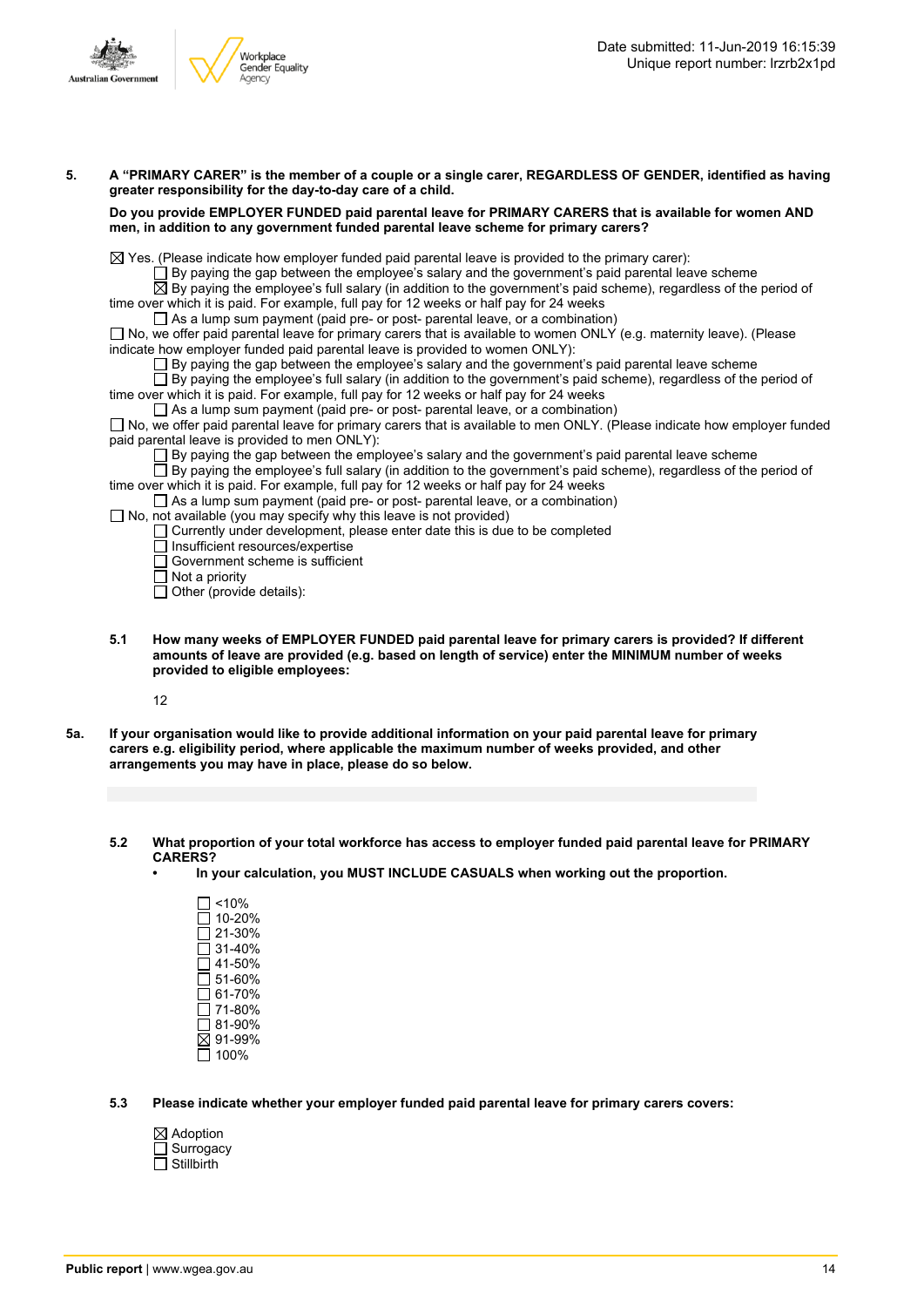**5. A "PRIMARY CARER" is the member of a couple or a single carer, REGARDLESS OF GENDER, identified as having greater responsibility for the day-to-day care of a child.**

**Do you provide EMPLOYER FUNDED paid parental leave for PRIMARY CARERS that is available for women AND men, in addition to any government funded parental leave scheme for primary carers?**

☒ Yes. (Please indicate how employer funded paid parental leave is provided to the primary carer):
- ☐ By paying the gap between the employee's salary and the government's paid parental leave scheme
- ☒ By paying the employee's full salary (in addition to the government's paid scheme), regardless of the period of time over which it is paid. For example, full pay for 12 weeks or half pay for 24 weeks
- ☐ As a lump sum payment (paid pre- or post- parental leave, or a combination)

☐ No, we offer paid parental leave for primary carers that is available to women ONLY (e.g. maternity leave). (Please indicate how employer funded paid parental leave is provided to women ONLY):
- ☐ By paying the gap between the employee's salary and the government's paid parental leave scheme
- ☐ By paying the employee's full salary (in addition to the government's paid scheme), regardless of the period of time over which it is paid. For example, full pay for 12 weeks or half pay for 24 weeks
- ☐ As a lump sum payment (paid pre- or post- parental leave, or a combination)

☐ No, we offer paid parental leave for primary carers that is available to men ONLY. (Please indicate how employer funded paid parental leave is provided to men ONLY):
- ☐ By paying the gap between the employee's salary and the government's paid parental leave scheme
- ☐ By paying the employee's full salary (in addition to the government's paid scheme), regardless of the period of time over which it is paid. For example, full pay for 12 weeks or half pay for 24 weeks
- ☐ As a lump sum payment (paid pre- or post- parental leave, or a combination)

☐ No, not available (you may specify why this leave is not provided)
- ☐ Currently under development, please enter date this is due to be completed
- ☐ Insufficient resources/expertise
- ☐ Government scheme is sufficient
- ☐ Not a priority
- ☐ Other (provide details):

**5.1 How many weeks of EMPLOYER FUNDED paid parental leave for primary carers is provided? If different amounts of leave are provided (e.g. based on length of service) enter the MINIMUM number of weeks provided to eligible employees:**

12

**5a. If your organisation would like to provide additional information on your paid parental leave for primary carers e.g. eligibility period, where applicable the maximum number of weeks provided, and other arrangements you may have in place, please do so below.**

**5.2 What proportion of your total workforce has access to employer funded paid parental leave for PRIMARY CARERS?**
- **In your calculation, you MUST INCLUDE CASUALS when working out the proportion.**

☐ <10%
☐ 10-20%
☐ 21-30%
☐ 31-40%
☐ 41-50%
☐ 51-60%
☐ 61-70%
☐ 71-80%
☐ 81-90%
☒ 91-99%
☐ 100%

**5.3 Please indicate whether your employer funded paid parental leave for primary carers covers:**

☒ Adoption
☐ Surrogacy
☐ Stillbirth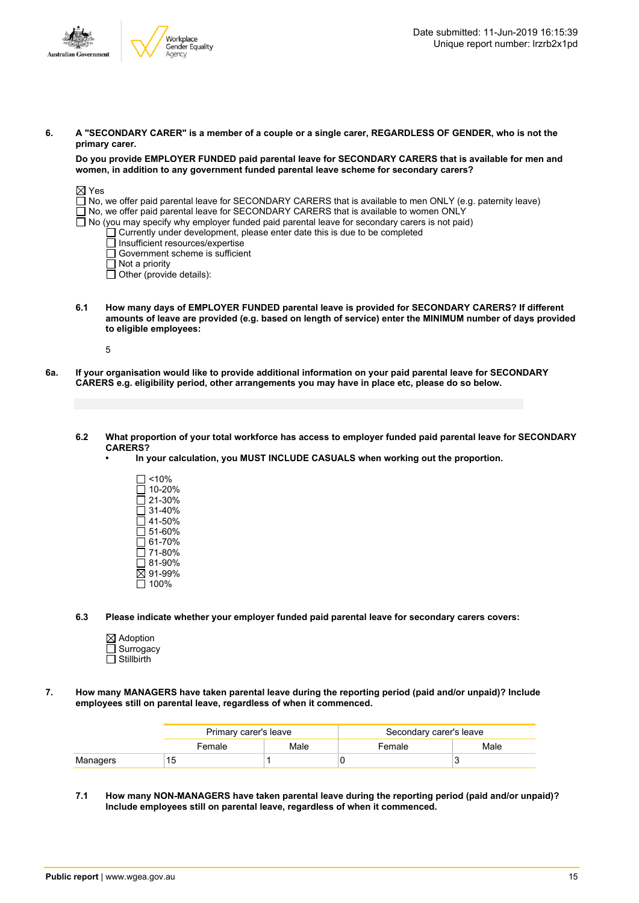**6. A "SECONDARY CARER" is a member of a couple or a single carer, REGARDLESS OF GENDER, who is not the primary carer.**

**Do you provide EMPLOYER FUNDED paid parental leave for SECONDARY CARERS that is available for men and women, in addition to any government funded parental leave scheme for secondary carers?**

☒ Yes
☐ No, we offer paid parental leave for SECONDARY CARERS that is available to men ONLY (e.g. paternity leave)
☐ No, we offer paid parental leave for SECONDARY CARERS that is available to women ONLY
☐ No (you may specify why employer funded paid parental leave for secondary carers is not paid)
  ☐ Currently under development, please enter date this is due to be completed
  ☐ Insufficient resources/expertise
  ☐ Government scheme is sufficient
  ☐ Not a priority
  ☐ Other (provide details):

**6.1 How many days of EMPLOYER FUNDED parental leave is provided for SECONDARY CARERS? If different amounts of leave are provided (e.g. based on length of service) enter the MINIMUM number of days provided to eligible employees:**

5

**6a. If your organisation would like to provide additional information on your paid parental leave for SECONDARY CARERS e.g. eligibility period, other arrangements you may have in place etc, please do so below.**

**6.2 What proportion of your total workforce has access to employer funded paid parental leave for SECONDARY CARERS?**
- **In your calculation, you MUST INCLUDE CASUALS when working out the proportion.**

☐ <10%
☐ 10-20%
☐ 21-30%
☐ 31-40%
☐ 41-50%
☐ 51-60%
☐ 61-70%
☐ 71-80%
☐ 81-90%
☒ 91-99%
☐ 100%

**6.3 Please indicate whether your employer funded paid parental leave for secondary carers covers:**

☒ Adoption
☐ Surrogacy
☐ Stillbirth

**7. How many MANAGERS have taken parental leave during the reporting period (paid and/or unpaid)? Include employees still on parental leave, regardless of when it commenced.**

| | Primary carer's leave | | Secondary carer's leave | |
|---|---|---|---|---|
| | Female | Male | Female | Male |
| Managers | 15 | 1 | 0 | 3 |

**7.1 How many NON-MANAGERS have taken parental leave during the reporting period (paid and/or unpaid)? Include employees still on parental leave, regardless of when it commenced.**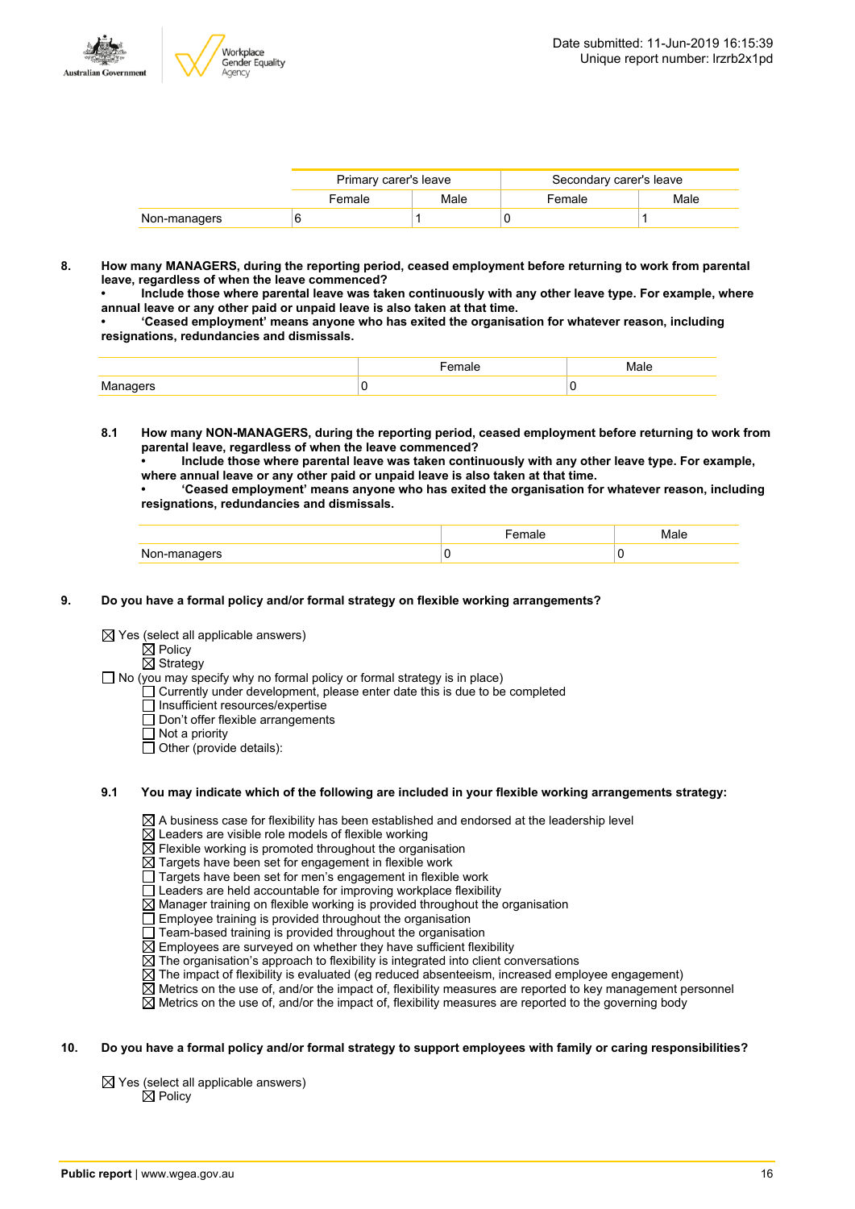| | Primary carer's leave | | Secondary carer's leave | |
|---|---|---|---|---|
| | Female | Male | Female | Male |
| Non-managers | 6 | 1 | 0 | 1 |

**8. How many MANAGERS, during the reporting period, ceased employment before returning to work from parental leave, regardless of when the leave commenced?**
**• Include those where parental leave was taken continuously with any other leave type. For example, where annual leave or any other paid or unpaid leave is also taken at that time.**
**• 'Ceased employment' means anyone who has exited the organisation for whatever reason, including resignations, redundancies and dismissals.**

| | Female | Male |
|---|---|---|
| Managers | 0 | 0 |

**8.1 How many NON-MANAGERS, during the reporting period, ceased employment before returning to work from parental leave, regardless of when the leave commenced?**
**• Include those where parental leave was taken continuously with any other leave type. For example, where annual leave or any other paid or unpaid leave is also taken at that time.**
**• 'Ceased employment' means anyone who has exited the organisation for whatever reason, including resignations, redundancies and dismissals.**

| | Female | Male |
|---|---|---|
| Non-managers | 0 | 0 |

**9. Do you have a formal policy and/or formal strategy on flexible working arrangements?**

☒ Yes (select all applicable answers)
- ☒ Policy
- ☒ Strategy

☐ No (you may specify why no formal policy or formal strategy is in place)
- ☐ Currently under development, please enter date this is due to be completed
- ☐ Insufficient resources/expertise
- ☐ Don't offer flexible arrangements
- ☐ Not a priority
- ☐ Other (provide details):

**9.1 You may indicate which of the following are included in your flexible working arrangements strategy:**

- ☒ A business case for flexibility has been established and endorsed at the leadership level
- ☒ Leaders are visible role models of flexible working
- ☒ Flexible working is promoted throughout the organisation
- ☒ Targets have been set for engagement in flexible work
- ☐ Targets have been set for men's engagement in flexible work
- ☐ Leaders are held accountable for improving workplace flexibility
- ☒ Manager training on flexible working is provided throughout the organisation
- ☐ Employee training is provided throughout the organisation
- ☐ Team-based training is provided throughout the organisation
- ☒ Employees are surveyed on whether they have sufficient flexibility
- ☒ The organisation's approach to flexibility is integrated into client conversations
- ☒ The impact of flexibility is evaluated (eg reduced absenteeism, increased employee engagement)
- ☒ Metrics on the use of, and/or the impact of, flexibility measures are reported to key management personnel
- ☒ Metrics on the use of, and/or the impact of, flexibility measures are reported to the governing body

**10. Do you have a formal policy and/or formal strategy to support employees with family or caring responsibilities?**

☒ Yes (select all applicable answers)
- ☒ Policy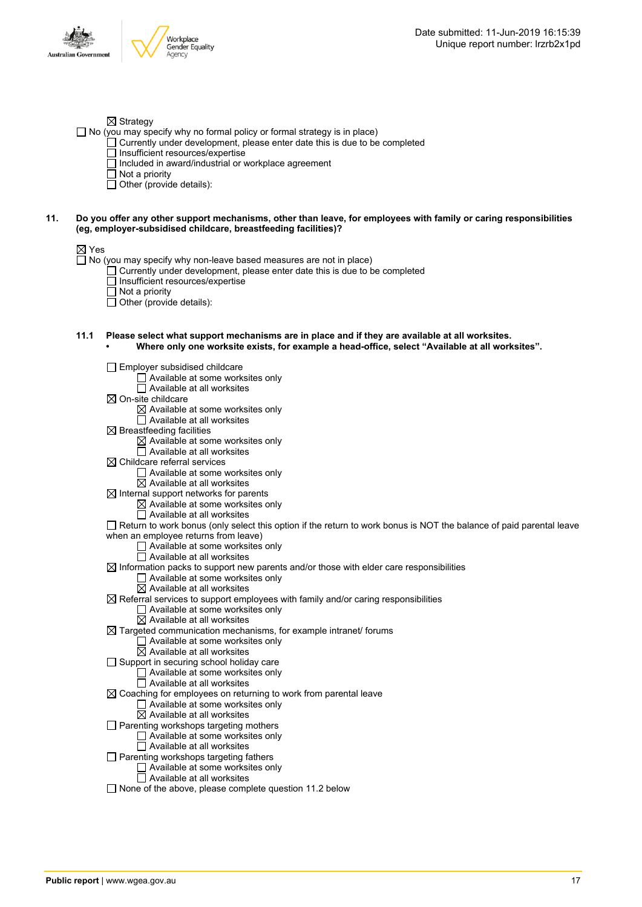☒ Strategy

☐ No (you may specify why no formal policy or formal strategy is in place)

- ☐ Currently under development, please enter date this is due to be completed
- ☐ Insufficient resources/expertise
- ☐ Included in award/industrial or workplace agreement
- ☐ Not a priority
- ☐ Other (provide details):

**11. Do you offer any other support mechanisms, other than leave, for employees with family or caring responsibilities (eg, employer-subsidised childcare, breastfeeding facilities)?**

☒ Yes

☐ No (you may specify why non-leave based measures are not in place)

- ☐ Currently under development, please enter date this is due to be completed
- ☐ Insufficient resources/expertise
- ☐ Not a priority
- ☐ Other (provide details):

**11.1 Please select what support mechanisms are in place and if they are available at all worksites.**

- **Where only one worksite exists, for example a head-office, select "Available at all worksites".**

☐ Employer subsidised childcare
- ☐ Available at some worksites only
- ☐ Available at all worksites

☒ On-site childcare
- ☒ Available at some worksites only
- ☐ Available at all worksites

☒ Breastfeeding facilities
- ☒ Available at some worksites only
- ☐ Available at all worksites

☒ Childcare referral services
- ☐ Available at some worksites only
- ☒ Available at all worksites

☒ Internal support networks for parents
- ☒ Available at some worksites only
- ☐ Available at all worksites

☐ Return to work bonus (only select this option if the return to work bonus is NOT the balance of paid parental leave when an employee returns from leave)
- ☐ Available at some worksites only
- ☐ Available at all worksites

☒ Information packs to support new parents and/or those with elder care responsibilities
- ☐ Available at some worksites only
- ☒ Available at all worksites

☒ Referral services to support employees with family and/or caring responsibilities
- ☐ Available at some worksites only
- ☒ Available at all worksites

☒ Targeted communication mechanisms, for example intranet/ forums
- ☐ Available at some worksites only
- ☒ Available at all worksites

☐ Support in securing school holiday care
- ☐ Available at some worksites only
- ☐ Available at all worksites

☒ Coaching for employees on returning to work from parental leave
- ☐ Available at some worksites only
- ☒ Available at all worksites

☐ Parenting workshops targeting mothers
- ☐ Available at some worksites only
- ☐ Available at all worksites

☐ Parenting workshops targeting fathers
- ☐ Available at some worksites only
- ☐ Available at all worksites

☐ None of the above, please complete question 11.2 below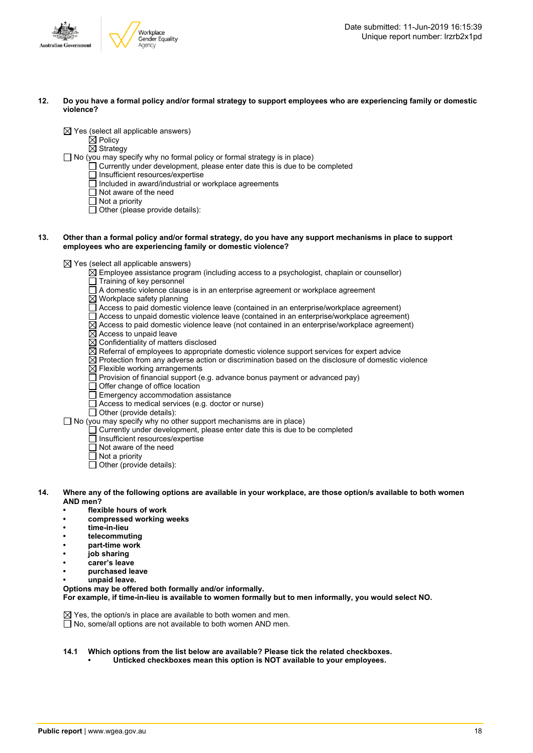**12. Do you have a formal policy and/or formal strategy to support employees who are experiencing family or domestic violence?**

- ☒ Yes (select all applicable answers)
  - ☒ Policy
  - ☒ Strategy
- ☐ No (you may specify why no formal policy or formal strategy is in place)
  - ☐ Currently under development, please enter date this is due to be completed
  - ☐ Insufficient resources/expertise
  - ☐ Included in award/industrial or workplace agreements
  - ☐ Not aware of the need
  - ☐ Not a priority
  - ☐ Other (please provide details):

**13. Other than a formal policy and/or formal strategy, do you have any support mechanisms in place to support employees who are experiencing family or domestic violence?**

- ☒ Yes (select all applicable answers)
  - ☒ Employee assistance program (including access to a psychologist, chaplain or counsellor)
  - ☐ Training of key personnel
  - ☐ A domestic violence clause is in an enterprise agreement or workplace agreement
  - ☒ Workplace safety planning
  - ☐ Access to paid domestic violence leave (contained in an enterprise/workplace agreement)
  - ☐ Access to unpaid domestic violence leave (contained in an enterprise/workplace agreement)
  - ☒ Access to paid domestic violence leave (not contained in an enterprise/workplace agreement)
  - ☒ Access to unpaid leave
  - ☒ Confidentiality of matters disclosed
  - ☒ Referral of employees to appropriate domestic violence support services for expert advice
  - ☒ Protection from any adverse action or discrimination based on the disclosure of domestic violence
  - ☒ Flexible working arrangements
  - ☐ Provision of financial support (e.g. advance bonus payment or advanced pay)
  - ☐ Offer change of office location
  - ☐ Emergency accommodation assistance
  - ☐ Access to medical services (e.g. doctor or nurse)
  - ☐ Other (provide details):
- ☐ No (you may specify why no other support mechanisms are in place)
  - ☐ Currently under development, please enter date this is due to be completed
  - ☐ Insufficient resources/expertise
  - ☐ Not aware of the need
  - ☐ Not a priority
  - ☐ Other (provide details):

**14. Where any of the following options are available in your workplace, are those option/s available to both women AND men?**

- **flexible hours of work**
- **compressed working weeks**
- **time-in-lieu**
- **telecommuting**
- **part-time work**
- **job sharing**
- **carer's leave**
- **purchased leave**
- **unpaid leave.**

**Options may be offered both formally and/or informally.**
**For example, if time-in-lieu is available to women formally but to men informally, you would select NO.**

- ☒ Yes, the option/s in place are available to both women and men.
- ☐ No, some/all options are not available to both women AND men.

**14.1 Which options from the list below are available? Please tick the related checkboxes.**

- **Unticked checkboxes mean this option is NOT available to your employees.**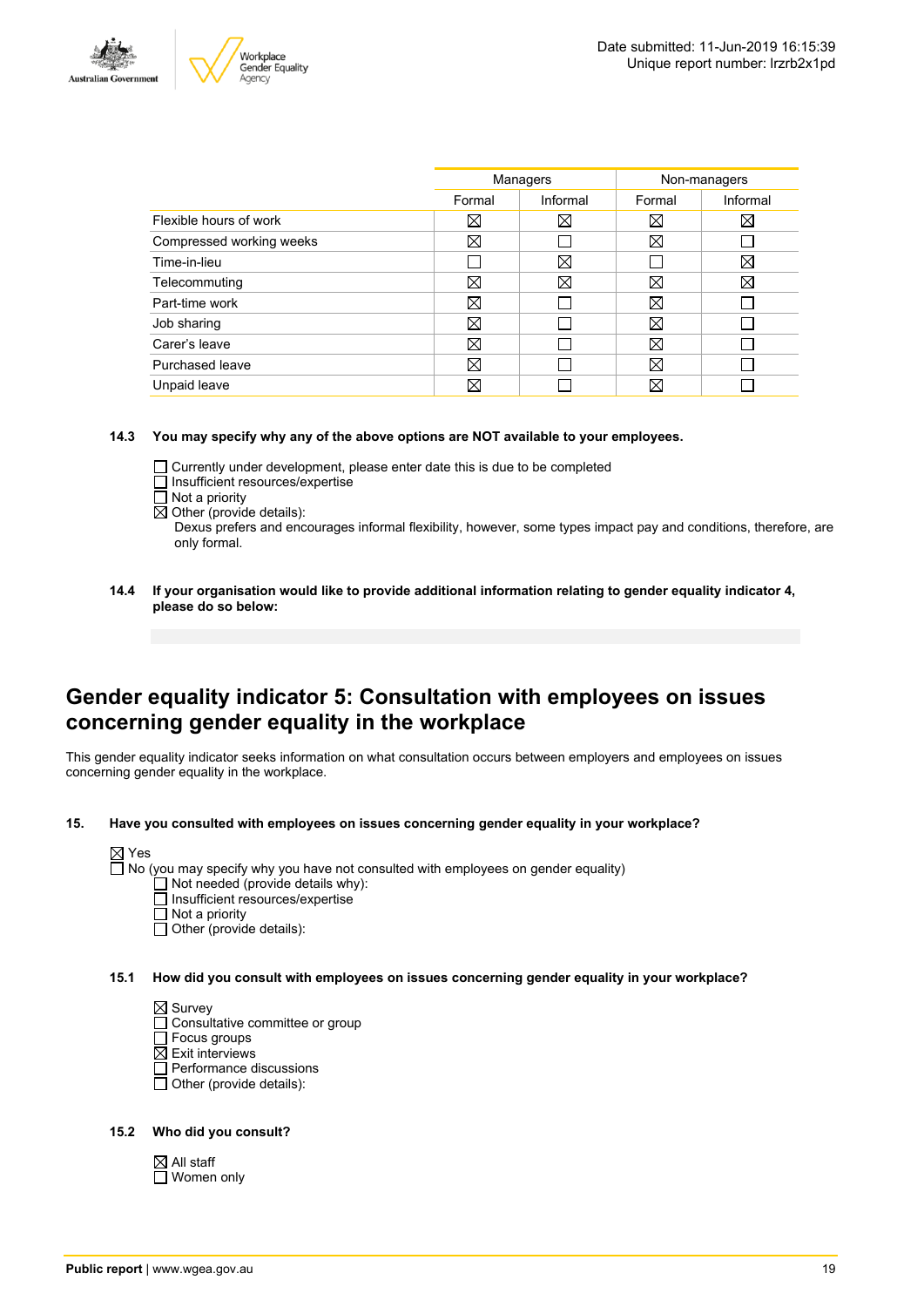| | Managers | | Non-managers | |
|---|---|---|---|---|
| | Formal | Informal | Formal | Informal |
| Flexible hours of work | ☒ | ☒ | ☒ | ☒ |
| Compressed working weeks | ☒ | ☐ | ☒ | ☐ |
| Time-in-lieu | ☐ | ☒ | ☐ | ☒ |
| Telecommuting | ☒ | ☒ | ☒ | ☒ |
| Part-time work | ☒ | ☐ | ☒ | ☐ |
| Job sharing | ☒ | ☐ | ☒ | ☐ |
| Carer's leave | ☒ | ☐ | ☒ | ☐ |
| Purchased leave | ☒ | ☐ | ☒ | ☐ |
| Unpaid leave | ☒ | ☐ | ☒ | ☐ |

**14.3 You may specify why any of the above options are NOT available to your employees.**

☐ Currently under development, please enter date this is due to be completed
☐ Insufficient resources/expertise
☐ Not a priority
☒ Other (provide details):
Dexus prefers and encourages informal flexibility, however, some types impact pay and conditions, therefore, are only formal.

**14.4 If your organisation would like to provide additional information relating to gender equality indicator 4, please do so below:**

## Gender equality indicator 5: Consultation with employees on issues concerning gender equality in the workplace

This gender equality indicator seeks information on what consultation occurs between employers and employees on issues concerning gender equality in the workplace.

**15. Have you consulted with employees on issues concerning gender equality in your workplace?**

☒ Yes
☐ No (you may specify why you have not consulted with employees on gender equality)
☐ Not needed (provide details why):
☐ Insufficient resources/expertise
☐ Not a priority
☐ Other (provide details):

**15.1 How did you consult with employees on issues concerning gender equality in your workplace?**

☒ Survey
☐ Consultative committee or group
☐ Focus groups
☒ Exit interviews
☐ Performance discussions
☐ Other (provide details):

**15.2 Who did you consult?**

☒ All staff
☐ Women only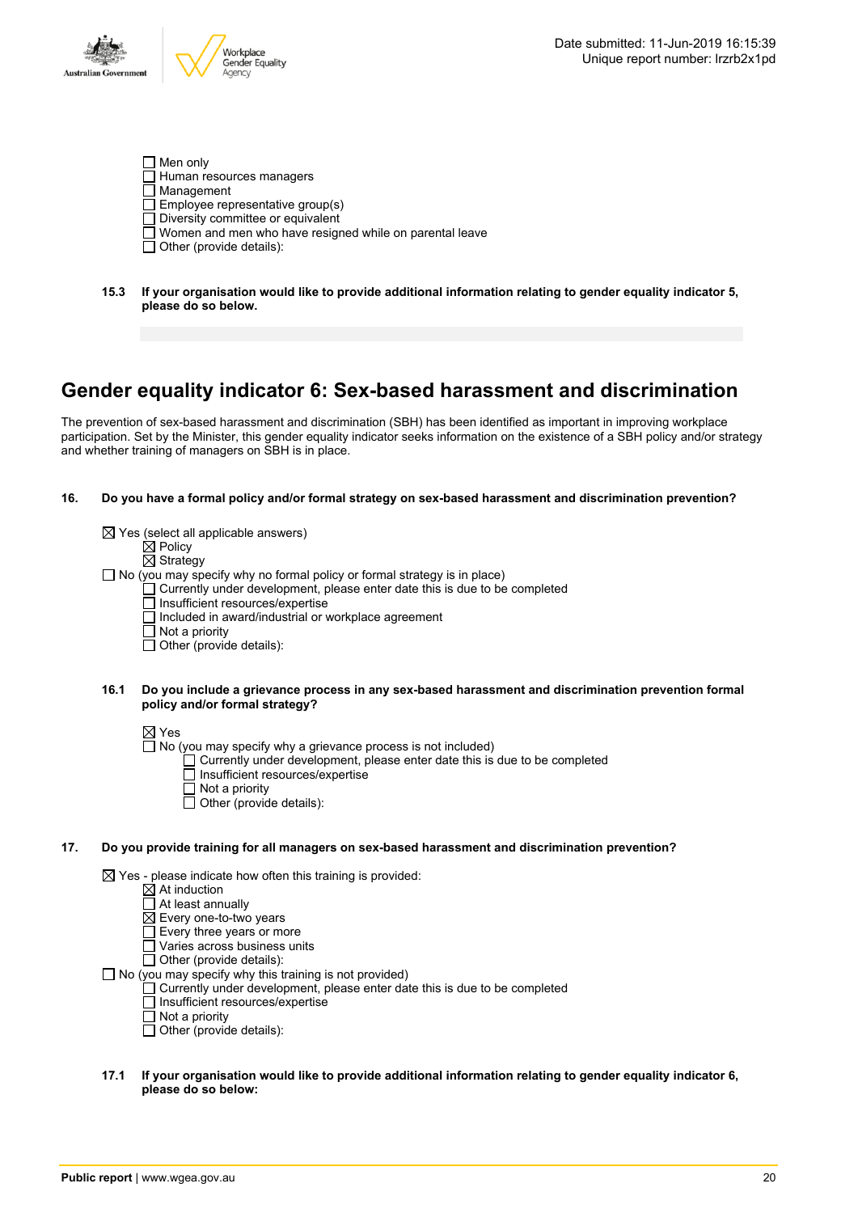- ☐ Men only
- ☐ Human resources managers
- ☐ Management
- ☐ Employee representative group(s)
- ☐ Diversity committee or equivalent
- ☐ Women and men who have resigned while on parental leave
- ☐ Other (provide details):

**15.3 If your organisation would like to provide additional information relating to gender equality indicator 5, please do so below.**

## Gender equality indicator 6: Sex-based harassment and discrimination

The prevention of sex-based harassment and discrimination (SBH) has been identified as important in improving workplace participation. Set by the Minister, this gender equality indicator seeks information on the existence of a SBH policy and/or strategy and whether training of managers on SBH is in place.

**16. Do you have a formal policy and/or formal strategy on sex-based harassment and discrimination prevention?**

- ☒ Yes (select all applicable answers)
  - ☒ Policy
  - ☒ Strategy
- ☐ No (you may specify why no formal policy or formal strategy is in place)
  - ☐ Currently under development, please enter date this is due to be completed
  - ☐ Insufficient resources/expertise
  - ☐ Included in award/industrial or workplace agreement
  - ☐ Not a priority
  - ☐ Other (provide details):

**16.1 Do you include a grievance process in any sex-based harassment and discrimination prevention formal policy and/or formal strategy?**

- ☒ Yes
- ☐ No (you may specify why a grievance process is not included)
  - ☐ Currently under development, please enter date this is due to be completed
  - ☐ Insufficient resources/expertise
  - ☐ Not a priority
  - ☐ Other (provide details):

**17. Do you provide training for all managers on sex-based harassment and discrimination prevention?**

- ☒ Yes - please indicate how often this training is provided:
  - ☒ At induction
  - ☐ At least annually
  - ☒ Every one-to-two years
  - ☐ Every three years or more
  - ☐ Varies across business units
  - ☐ Other (provide details):
- ☐ No (you may specify why this training is not provided)
  - ☐ Currently under development, please enter date this is due to be completed
  - ☐ Insufficient resources/expertise
  - ☐ Not a priority
  - ☐ Other (provide details):

**17.1 If your organisation would like to provide additional information relating to gender equality indicator 6, please do so below:**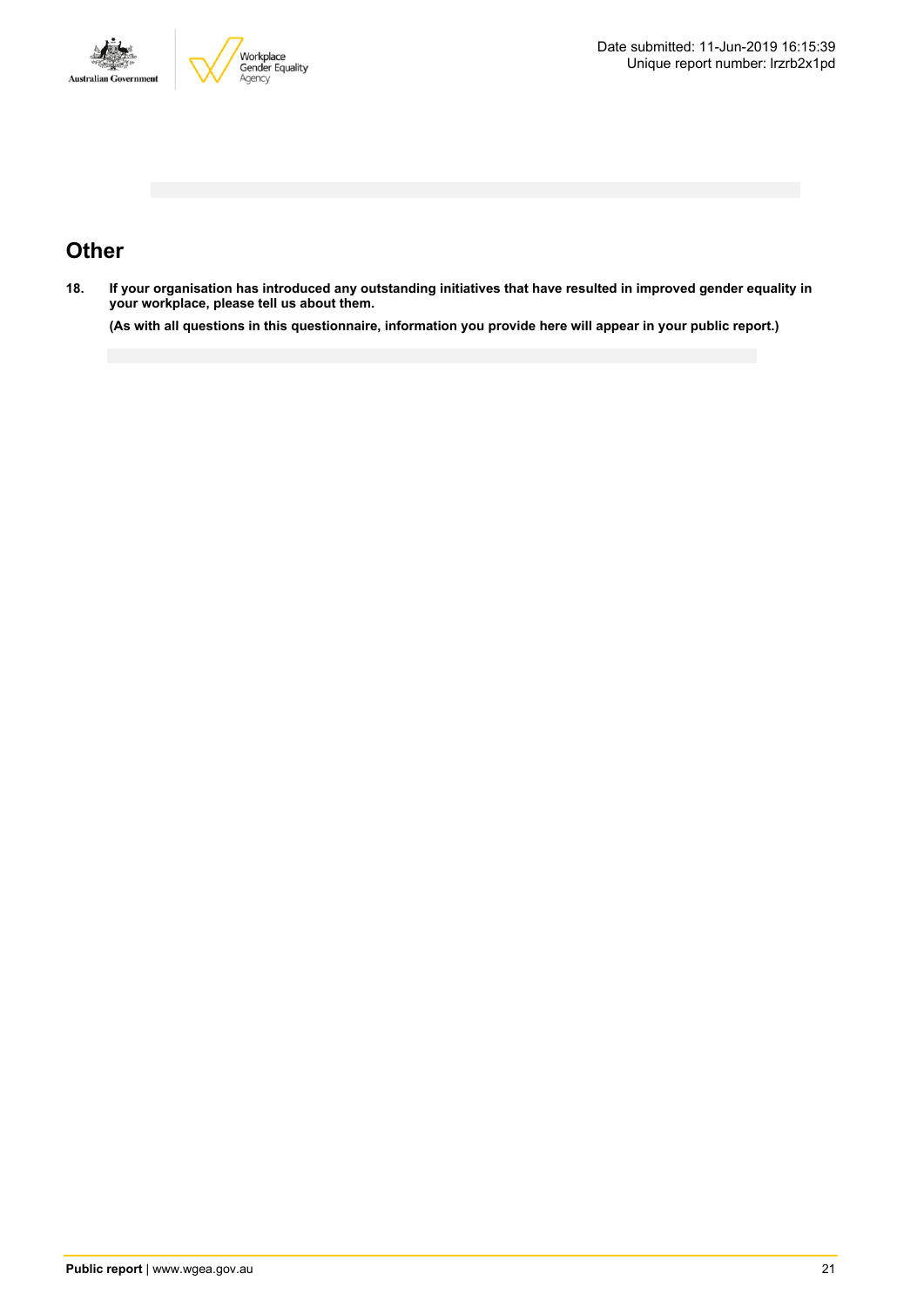## Other

18. **If your organisation has introduced any outstanding initiatives that have resulted in improved gender equality in your workplace, please tell us about them.**

    **(As with all questions in this questionnaire, information you provide here will appear in your public report.)**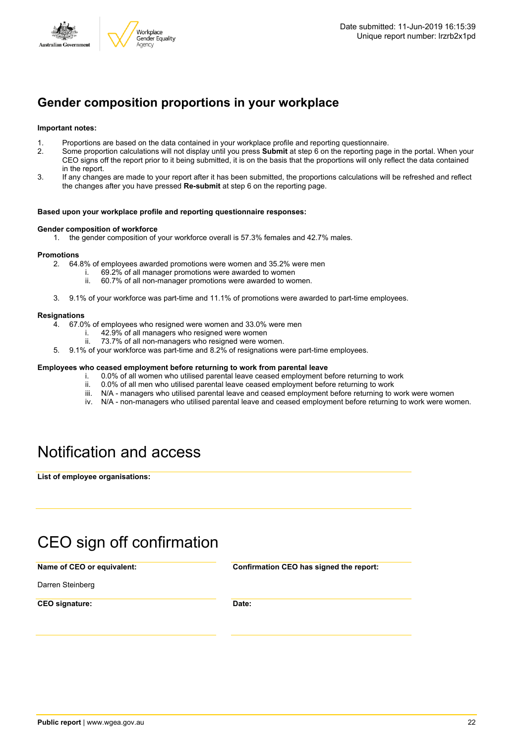## Gender composition proportions in your workplace

**Important notes:**

1. Proportions are based on the data contained in your workplace profile and reporting questionnaire.
2. Some proportion calculations will not display until you press **Submit** at step 6 on the reporting page in the portal. When your CEO signs off the report prior to it being submitted, it is on the basis that the proportions will only reflect the data contained in the report.
3. If any changes are made to your report after it has been submitted, the proportions calculations will be refreshed and reflect the changes after you have pressed **Re-submit** at step 6 on the reporting page.

**Based upon your workplace profile and reporting questionnaire responses:**

**Gender composition of workforce**

1. the gender composition of your workforce overall is 57.3% females and 42.7% males.

**Promotions**

2. 64.8% of employees awarded promotions were women and 35.2% were men
   i. 69.2% of all manager promotions were awarded to women
   ii. 60.7% of all non-manager promotions were awarded to women.

3. 9.1% of your workforce was part-time and 11.1% of promotions were awarded to part-time employees.

**Resignations**

4. 67.0% of employees who resigned were women and 33.0% were men
   i. 42.9% of all managers who resigned were women
   ii. 73.7% of all non-managers who resigned were women.
5. 9.1% of your workforce was part-time and 8.2% of resignations were part-time employees.

**Employees who ceased employment before returning to work from parental leave**

i. 0.0% of all women who utilised parental leave ceased employment before returning to work
ii. 0.0% of all men who utilised parental leave ceased employment before returning to work
iii. N/A - managers who utilised parental leave and ceased employment before returning to work were women
iv. N/A - non-managers who utilised parental leave and ceased employment before returning to work were women.

# Notification and access

**List of employee organisations:**

# CEO sign off confirmation

**Name of CEO or equivalent:**

Darren Steinberg

**Confirmation CEO has signed the report:**

**CEO signature:**

**Date:**